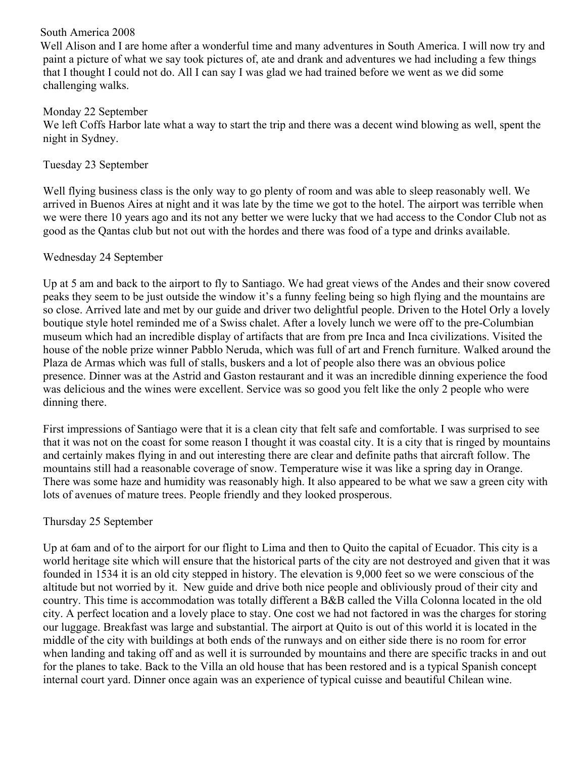# South America 2008

Well Alison and I are home after a wonderful time and many adventures in South America. I will now try and paint a picture of what we say took pictures of, ate and drank and adventures we had including a few things that I thought I could not do. All I can say I was glad we had trained before we went as we did some challenging walks.

## Monday 22 September

We left Coffs Harbor late what a way to start the trip and there was a decent wind blowing as well, spent the night in Sydney.

## Tuesday 23 September

Well flying business class is the only way to go plenty of room and was able to sleep reasonably well. We arrived in Buenos Aires at night and it was late by the time we got to the hotel. The airport was terrible when we were there 10 years ago and its not any better we were lucky that we had access to the Condor Club not as good as the Qantas club but not out with the hordes and there was food of a type and drinks available.

## Wednesday 24 September

Up at 5 am and back to the airport to fly to Santiago. We had great views of the Andes and their snow covered peaks they seem to be just outside the window it's a funny feeling being so high flying and the mountains are so close. Arrived late and met by our guide and driver two delightful people. Driven to the Hotel Orly a lovely boutique style hotel reminded me of a Swiss chalet. After a lovely lunch we were off to the pre-Columbian museum which had an incredible display of artifacts that are from pre Inca and Inca civilizations. Visited the house of the noble prize winner Pabblo Neruda, which was full of art and French furniture. Walked around the Plaza de Armas which was full of stalls, buskers and a lot of people also there was an obvious police presence. Dinner was at the Astrid and Gaston restaurant and it was an incredible dinning experience the food was delicious and the wines were excellent. Service was so good you felt like the only 2 people who were dinning there.

First impressions of Santiago were that it is a clean city that felt safe and comfortable. I was surprised to see that it was not on the coast for some reason I thought it was coastal city. It is a city that is ringed by mountains and certainly makes flying in and out interesting there are clear and definite paths that aircraft follow. The mountains still had a reasonable coverage of snow. Temperature wise it was like a spring day in Orange. There was some haze and humidity was reasonably high. It also appeared to be what we saw a green city with lots of avenues of mature trees. People friendly and they looked prosperous.

## Thursday 25 September

Up at 6am and of to the airport for our flight to Lima and then to Quito the capital of Ecuador. This city is a world heritage site which will ensure that the historical parts of the city are not destroyed and given that it was founded in 1534 it is an old city stepped in history. The elevation is 9,000 feet so we were conscious of the altitude but not worried by it. New guide and drive both nice people and obliviously proud of their city and country. This time is accommodation was totally different a B&B called the Villa Colonna located in the old city. A perfect location and a lovely place to stay. One cost we had not factored in was the charges for storing our luggage. Breakfast was large and substantial. The airport at Quito is out of this world it is located in the middle of the city with buildings at both ends of the runways and on either side there is no room for error when landing and taking off and as well it is surrounded by mountains and there are specific tracks in and out for the planes to take. Back to the Villa an old house that has been restored and is a typical Spanish concept internal court yard. Dinner once again was an experience of typical cuisse and beautiful Chilean wine.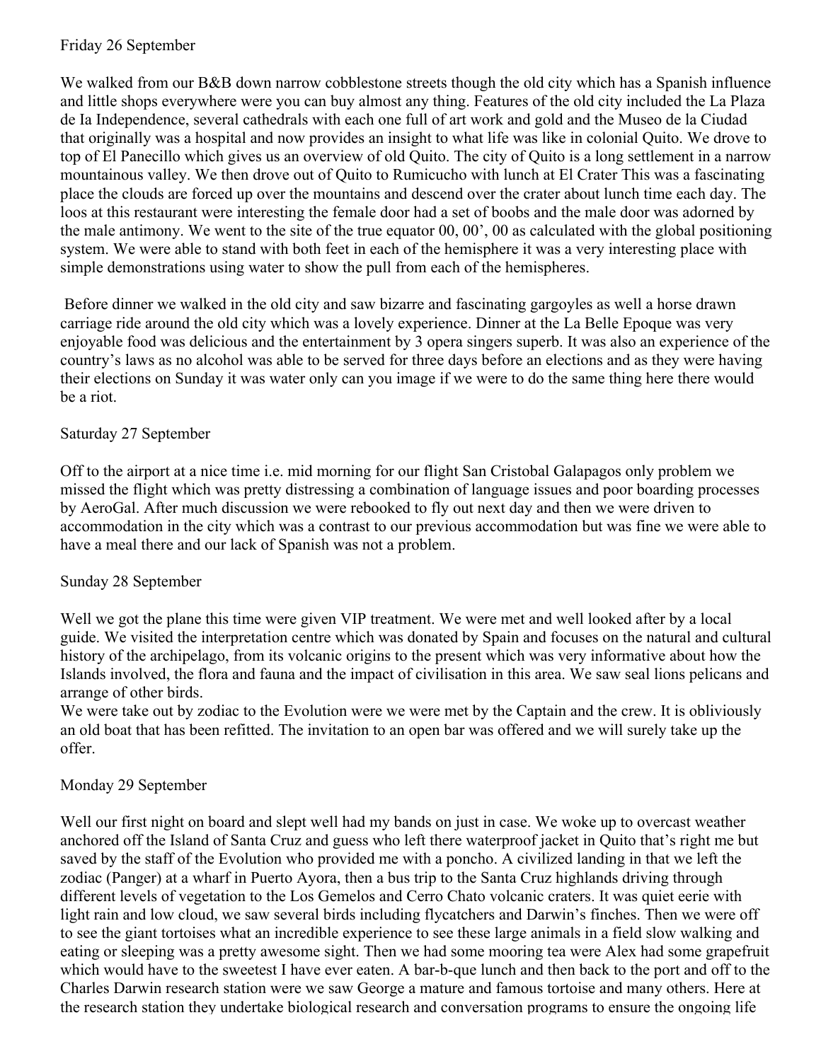Friday 26 September

We walked from our B&B down narrow cobblestone streets though the old city which has a Spanish influence and little shops everywhere were you can buy almost any thing. Features of the old city included the La Plaza de Ia Independence, several cathedrals with each one full of art work and gold and the Museo de la Ciudad that originally was a hospital and now provides an insight to what life was like in colonial Quito. We drove to top of El Panecillo which gives us an overview of old Quito. The city of Quito is a long settlement in a narrow mountainous valley. We then drove out of Quito to Rumicucho with lunch at El Crater This was a fascinating place the clouds are forced up over the mountains and descend over the crater about lunch time each day. The loos at this restaurant were interesting the female door had a set of boobs and the male door was adorned by the male antimony. We went to the site of the true equator 00, 00', 00 as calculated with the global positioning system. We were able to stand with both feet in each of the hemisphere it was a very interesting place with simple demonstrations using water to show the pull from each of the hemispheres.

Before dinner we walked in the old city and saw bizarre and fascinating gargoyles as well a horse drawn carriage ride around the old city which was a lovely experience. Dinner at the La Belle Epoque was very enjoyable food was delicious and the entertainment by 3 opera singers superb. It was also an experience of the country's laws as no alcohol was able to be served for three days before an elections and as they were having their elections on Sunday it was water only can you image if we were to do the same thing here there would be a riot.

Saturday 27 September

Off to the airport at a nice time i.e. mid morning for our flight San Cristobal Galapagos only problem we missed the flight which was pretty distressing a combination of language issues and poor boarding processes by AeroGal. After much discussion we were rebooked to fly out next day and then we were driven to accommodation in the city which was a contrast to our previous accommodation but was fine we were able to have a meal there and our lack of Spanish was not a problem.

Sunday 28 September

Well we got the plane this time were given VIP treatment. We were met and well looked after by a local guide. We visited the interpretation centre which was donated by Spain and focuses on the natural and cultural history of the archipelago, from its volcanic origins to the present which was very informative about how the Islands involved, the flora and fauna and the impact of civilisation in this area. We saw seal lions pelicans and arrange of other birds.
We were take out by zodiac to the Evolution were we were met by the Captain and the crew. It is obliviously an old boat that has been refitted. The invitation to an open bar was offered and we will surely take up the offer.

Monday 29 September

Well our first night on board and slept well had my bands on just in case. We woke up to overcast weather anchored off the Island of Santa Cruz and guess who left there waterproof jacket in Quito that's right me but saved by the staff of the Evolution who provided me with a poncho. A civilized landing in that we left the zodiac (Panger) at a wharf in Puerto Ayora, then a bus trip to the Santa Cruz highlands driving through different levels of vegetation to the Los Gemelos and Cerro Chato volcanic craters. It was quiet eerie with light rain and low cloud, we saw several birds including flycatchers and Darwin's finches. Then we were off to see the giant tortoises what an incredible experience to see these large animals in a field slow walking and eating or sleeping was a pretty awesome sight. Then we had some mooring tea were Alex had some grapefruit which would have to the sweetest I have ever eaten. A bar-b-que lunch and then back to the port and off to the Charles Darwin research station were we saw George a mature and famous tortoise and many others. Here at the research station they undertake biological research and conversation programs to ensure the ongoing life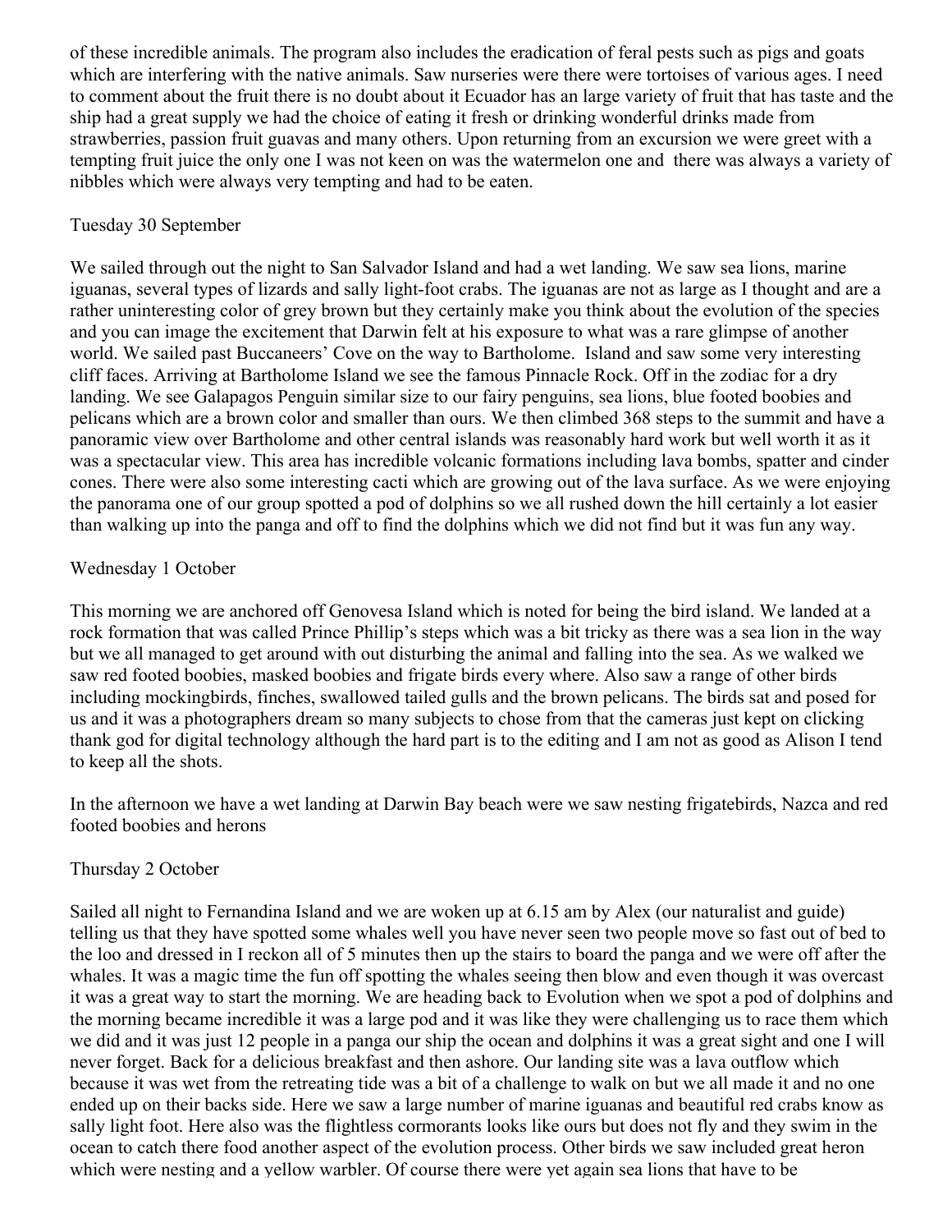of these incredible animals. The program also includes the eradication of feral pests such as pigs and goats which are interfering with the native animals. Saw nurseries were there were tortoises of various ages. I need to comment about the fruit there is no doubt about it Ecuador has an large variety of fruit that has taste and the ship had a great supply we had the choice of eating it fresh or drinking wonderful drinks made from strawberries, passion fruit guavas and many others. Upon returning from an excursion we were greet with a tempting fruit juice the only one I was not keen on was the watermelon one and there was always a variety of nibbles which were always very tempting and had to be eaten.

Tuesday 30 September

We sailed through out the night to San Salvador Island and had a wet landing. We saw sea lions, marine iguanas, several types of lizards and sally light-foot crabs. The iguanas are not as large as I thought and are a rather uninteresting color of grey brown but they certainly make you think about the evolution of the species and you can image the excitement that Darwin felt at his exposure to what was a rare glimpse of another world. We sailed past Buccaneers' Cove on the way to Bartholome. Island and saw some very interesting cliff faces. Arriving at Bartholome Island we see the famous Pinnacle Rock. Off in the zodiac for a dry landing. We see Galapagos Penguin similar size to our fairy penguins, sea lions, blue footed boobies and pelicans which are a brown color and smaller than ours. We then climbed 368 steps to the summit and have a panoramic view over Bartholome and other central islands was reasonably hard work but well worth it as it was a spectacular view. This area has incredible volcanic formations including lava bombs, spatter and cinder cones. There were also some interesting cacti which are growing out of the lava surface. As we were enjoying the panorama one of our group spotted a pod of dolphins so we all rushed down the hill certainly a lot easier than walking up into the panga and off to find the dolphins which we did not find but it was fun any way.

Wednesday 1 October

This morning we are anchored off Genovesa Island which is noted for being the bird island. We landed at a rock formation that was called Prince Phillip's steps which was a bit tricky as there was a sea lion in the way but we all managed to get around with out disturbing the animal and falling into the sea. As we walked we saw red footed boobies, masked boobies and frigate birds every where. Also saw a range of other birds including mockingbirds, finches, swallowed tailed gulls and the brown pelicans. The birds sat and posed for us and it was a photographers dream so many subjects to chose from that the cameras just kept on clicking thank god for digital technology although the hard part is to the editing and I am not as good as Alison I tend to keep all the shots.

In the afternoon we have a wet landing at Darwin Bay beach were we saw nesting frigatebirds, Nazca and red footed boobies and herons

Thursday 2 October

Sailed all night to Fernandina Island and we are woken up at 6.15 am by Alex (our naturalist and guide) telling us that they have spotted some whales well you have never seen two people move so fast out of bed to the loo and dressed in I reckon all of 5 minutes then up the stairs to board the panga and we were off after the whales. It was a magic time the fun off spotting the whales seeing then blow and even though it was overcast it was a great way to start the morning. We are heading back to Evolution when we spot a pod of dolphins and the morning became incredible it was a large pod and it was like they were challenging us to race them which we did and it was just 12 people in a panga our ship the ocean and dolphins it was a great sight and one I will never forget. Back for a delicious breakfast and then ashore. Our landing site was a lava outflow which because it was wet from the retreating tide was a bit of a challenge to walk on but we all made it and no one ended up on their backs side. Here we saw a large number of marine iguanas and beautiful red crabs know as sally light foot. Here also was the flightless cormorants looks like ours but does not fly and they swim in the ocean to catch there food another aspect of the evolution process. Other birds we saw included great heron which were nesting and a yellow warbler. Of course there were yet again sea lions that have to be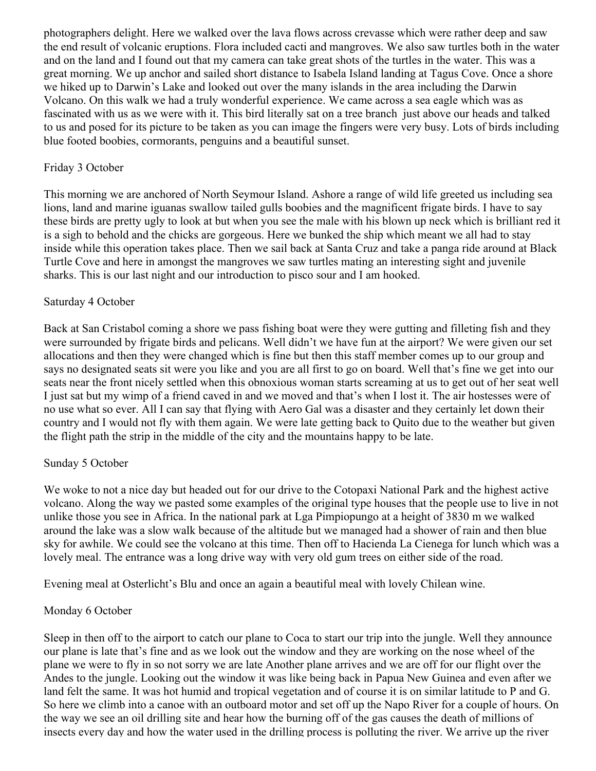photographers delight. Here we walked over the lava flows across crevasse which were rather deep and saw the end result of volcanic eruptions. Flora included cacti and mangroves. We also saw turtles both in the water and on the land and I found out that my camera can take great shots of the turtles in the water. This was a great morning. We up anchor and sailed short distance to Isabela Island landing at Tagus Cove. Once a shore we hiked up to Darwin's Lake and looked out over the many islands in the area including the Darwin Volcano. On this walk we had a truly wonderful experience. We came across a sea eagle which was as fascinated with us as we were with it. This bird literally sat on a tree branch just above our heads and talked to us and posed for its picture to be taken as you can image the fingers were very busy. Lots of birds including blue footed boobies, cormorants, penguins and a beautiful sunset.

Friday 3 October

This morning we are anchored of North Seymour Island. Ashore a range of wild life greeted us including sea lions, land and marine iguanas swallow tailed gulls boobies and the magnificent frigate birds. I have to say these birds are pretty ugly to look at but when you see the male with his blown up neck which is brilliant red it is a sigh to behold and the chicks are gorgeous. Here we bunked the ship which meant we all had to stay inside while this operation takes place. Then we sail back at Santa Cruz and take a panga ride around at Black Turtle Cove and here in amongst the mangroves we saw turtles mating an interesting sight and juvenile sharks. This is our last night and our introduction to pisco sour and I am hooked.

Saturday 4 October

Back at San Cristabol coming a shore we pass fishing boat were they were gutting and filleting fish and they were surrounded by frigate birds and pelicans. Well didn't we have fun at the airport? We were given our set allocations and then they were changed which is fine but then this staff member comes up to our group and says no designated seats sit were you like and you are all first to go on board. Well that's fine we get into our seats near the front nicely settled when this obnoxious woman starts screaming at us to get out of her seat well I just sat but my wimp of a friend caved in and we moved and that's when I lost it. The air hostesses were of no use what so ever. All I can say that flying with Aero Gal was a disaster and they certainly let down their country and I would not fly with them again. We were late getting back to Quito due to the weather but given the flight path the strip in the middle of the city and the mountains happy to be late.

Sunday 5 October

We woke to not a nice day but headed out for our drive to the Cotopaxi National Park and the highest active volcano. Along the way we pasted some examples of the original type houses that the people use to live in not unlike those you see in Africa. In the national park at Lga Pimpiopungo at a height of 3830 m we walked around the lake was a slow walk because of the altitude but we managed had a shower of rain and then blue sky for awhile. We could see the volcano at this time. Then off to Hacienda La Cienega for lunch which was a lovely meal. The entrance was a long drive way with very old gum trees on either side of the road.

Evening meal at Osterlicht's Blu and once an again a beautiful meal with lovely Chilean wine.

Monday 6 October

Sleep in then off to the airport to catch our plane to Coca to start our trip into the jungle. Well they announce our plane is late that's fine and as we look out the window and they are working on the nose wheel of the plane we were to fly in so not sorry we are late Another plane arrives and we are off for our flight over the Andes to the jungle. Looking out the window it was like being back in Papua New Guinea and even after we land felt the same. It was hot humid and tropical vegetation and of course it is on similar latitude to P and G. So here we climb into a canoe with an outboard motor and set off up the Napo River for a couple of hours. On the way we see an oil drilling site and hear how the burning off of the gas causes the death of millions of insects every day and how the water used in the drilling process is polluting the river. We arrive up the river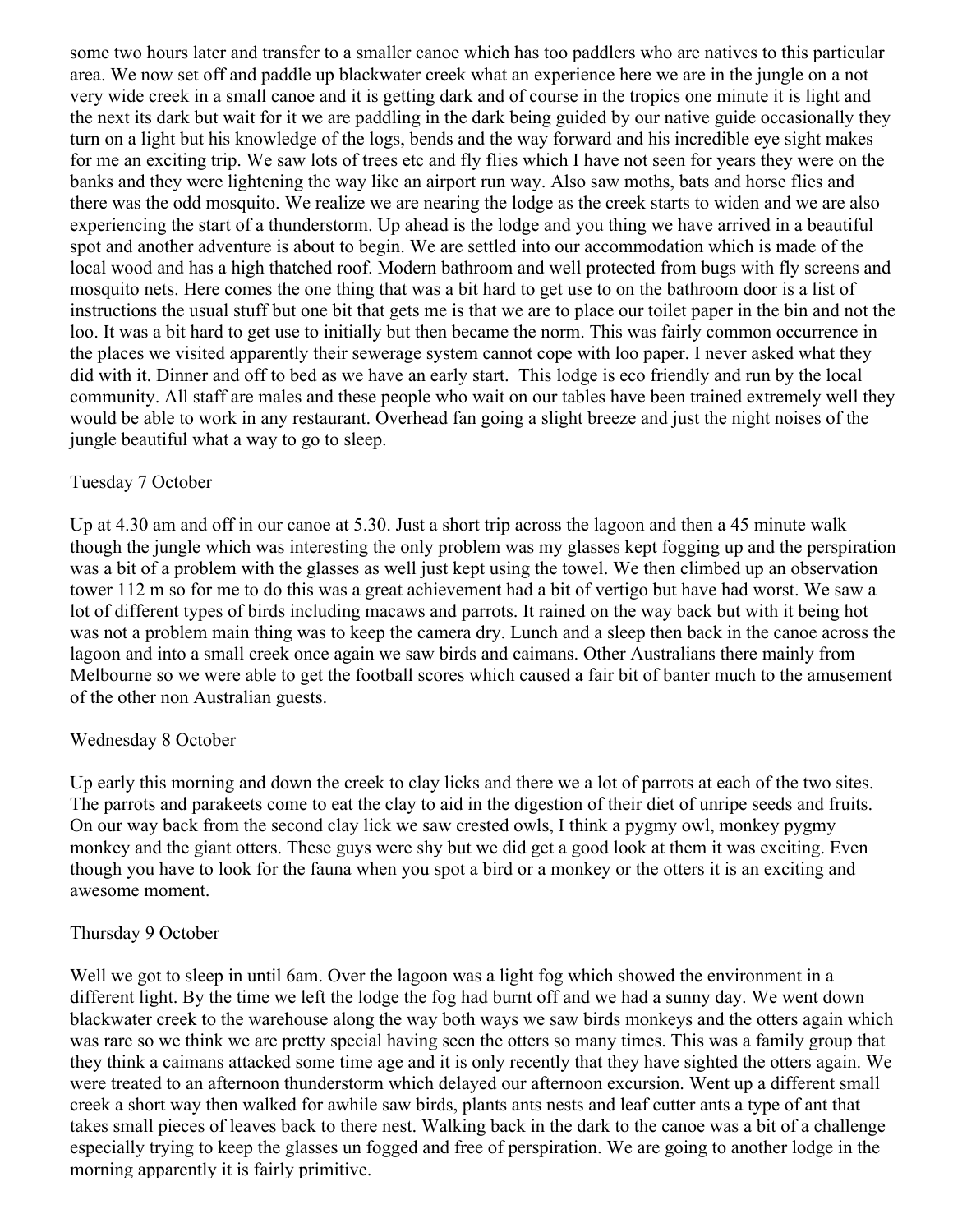some two hours later and transfer to a smaller canoe which has too paddlers who are natives to this particular area. We now set off and paddle up blackwater creek what an experience here we are in the jungle on a not very wide creek in a small canoe and it is getting dark and of course in the tropics one minute it is light and the next its dark but wait for it we are paddling in the dark being guided by our native guide occasionally they turn on a light but his knowledge of the logs, bends and the way forward and his incredible eye sight makes for me an exciting trip. We saw lots of trees etc and fly flies which I have not seen for years they were on the banks and they were lightening the way like an airport run way. Also saw moths, bats and horse flies and there was the odd mosquito. We realize we are nearing the lodge as the creek starts to widen and we are also experiencing the start of a thunderstorm. Up ahead is the lodge and you thing we have arrived in a beautiful spot and another adventure is about to begin. We are settled into our accommodation which is made of the local wood and has a high thatched roof. Modern bathroom and well protected from bugs with fly screens and mosquito nets. Here comes the one thing that was a bit hard to get use to on the bathroom door is a list of instructions the usual stuff but one bit that gets me is that we are to place our toilet paper in the bin and not the loo. It was a bit hard to get use to initially but then became the norm. This was fairly common occurrence in the places we visited apparently their sewerage system cannot cope with loo paper. I never asked what they did with it. Dinner and off to bed as we have an early start. This lodge is eco friendly and run by the local community. All staff are males and these people who wait on our tables have been trained extremely well they would be able to work in any restaurant. Overhead fan going a slight breeze and just the night noises of the jungle beautiful what a way to go to sleep.

Tuesday 7 October

Up at 4.30 am and off in our canoe at 5.30. Just a short trip across the lagoon and then a 45 minute walk though the jungle which was interesting the only problem was my glasses kept fogging up and the perspiration was a bit of a problem with the glasses as well just kept using the towel. We then climbed up an observation tower 112 m so for me to do this was a great achievement had a bit of vertigo but have had worst. We saw a lot of different types of birds including macaws and parrots. It rained on the way back but with it being hot was not a problem main thing was to keep the camera dry. Lunch and a sleep then back in the canoe across the lagoon and into a small creek once again we saw birds and caimans. Other Australians there mainly from Melbourne so we were able to get the football scores which caused a fair bit of banter much to the amusement of the other non Australian guests.

Wednesday 8 October

Up early this morning and down the creek to clay licks and there we a lot of parrots at each of the two sites. The parrots and parakeets come to eat the clay to aid in the digestion of their diet of unripe seeds and fruits. On our way back from the second clay lick we saw crested owls, I think a pygmy owl, monkey pygmy monkey and the giant otters. These guys were shy but we did get a good look at them it was exciting. Even though you have to look for the fauna when you spot a bird or a monkey or the otters it is an exciting and awesome moment.

Thursday 9 October

Well we got to sleep in until 6am. Over the lagoon was a light fog which showed the environment in a different light. By the time we left the lodge the fog had burnt off and we had a sunny day. We went down blackwater creek to the warehouse along the way both ways we saw birds monkeys and the otters again which was rare so we think we are pretty special having seen the otters so many times. This was a family group that they think a caimans attacked some time age and it is only recently that they have sighted the otters again. We were treated to an afternoon thunderstorm which delayed our afternoon excursion. Went up a different small creek a short way then walked for awhile saw birds, plants ants nests and leaf cutter ants a type of ant that takes small pieces of leaves back to there nest. Walking back in the dark to the canoe was a bit of a challenge especially trying to keep the glasses un fogged and free of perspiration. We are going to another lodge in the morning apparently it is fairly primitive.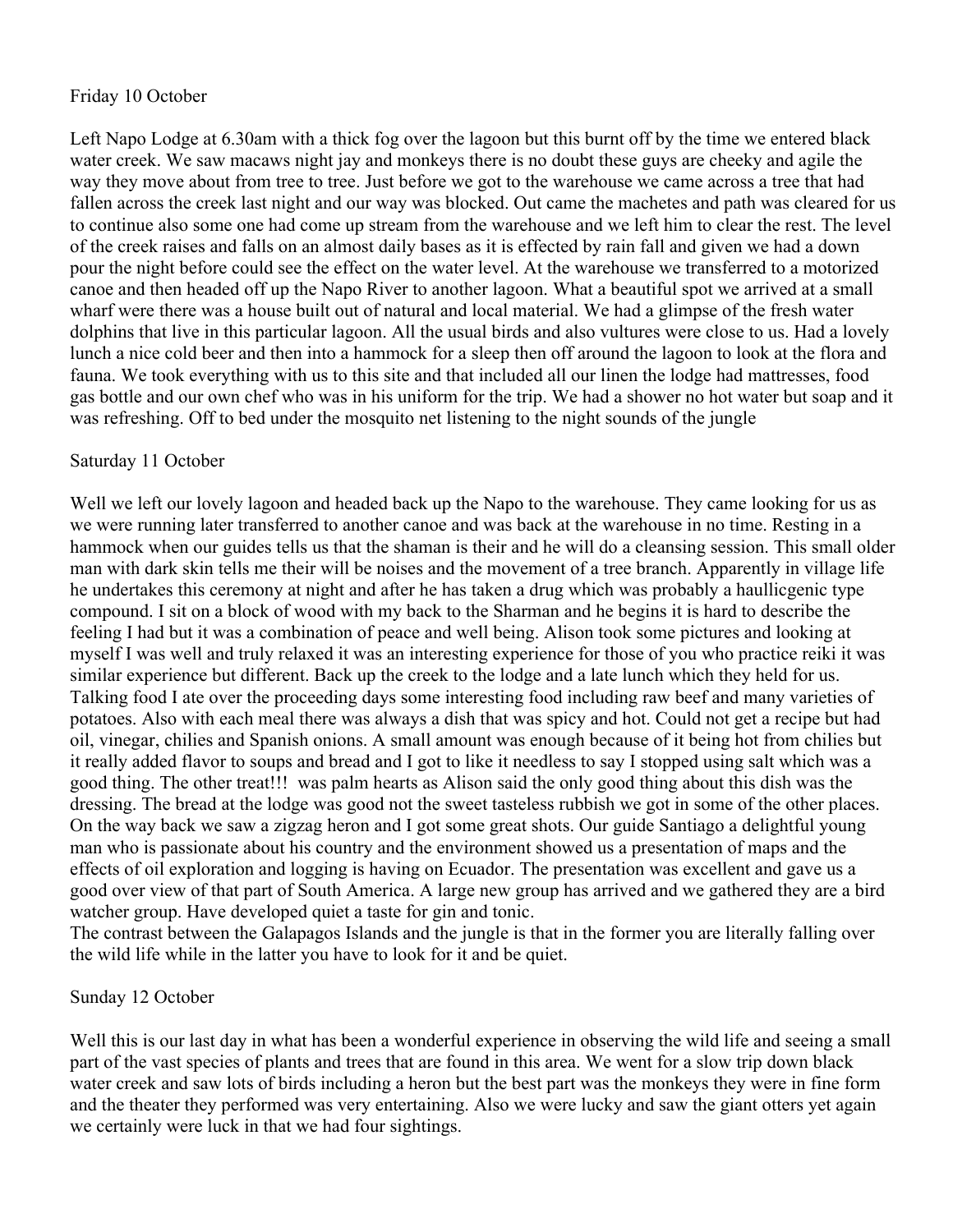Friday 10 October

Left Napo Lodge at 6.30am with a thick fog over the lagoon but this burnt off by the time we entered black water creek. We saw macaws night jay and monkeys there is no doubt these guys are cheeky and agile the way they move about from tree to tree. Just before we got to the warehouse we came across a tree that had fallen across the creek last night and our way was blocked. Out came the machetes and path was cleared for us to continue also some one had come up stream from the warehouse and we left him to clear the rest. The level of the creek raises and falls on an almost daily bases as it is effected by rain fall and given we had a down pour the night before could see the effect on the water level. At the warehouse we transferred to a motorized canoe and then headed off up the Napo River to another lagoon. What a beautiful spot we arrived at a small wharf were there was a house built out of natural and local material. We had a glimpse of the fresh water dolphins that live in this particular lagoon. All the usual birds and also vultures were close to us. Had a lovely lunch a nice cold beer and then into a hammock for a sleep then off around the lagoon to look at the flora and fauna. We took everything with us to this site and that included all our linen the lodge had mattresses, food gas bottle and our own chef who was in his uniform for the trip. We had a shower no hot water but soap and it was refreshing. Off to bed under the mosquito net listening to the night sounds of the jungle

Saturday 11 October

Well we left our lovely lagoon and headed back up the Napo to the warehouse. They came looking for us as we were running later transferred to another canoe and was back at the warehouse in no time. Resting in a hammock when our guides tells us that the shaman is their and he will do a cleansing session. This small older man with dark skin tells me their will be noises and the movement of a tree branch. Apparently in village life he undertakes this ceremony at night and after he has taken a drug which was probably a haullicgenic type compound. I sit on a block of wood with my back to the Sharman and he begins it is hard to describe the feeling I had but it was a combination of peace and well being. Alison took some pictures and looking at myself I was well and truly relaxed it was an interesting experience for those of you who practice reiki it was similar experience but different. Back up the creek to the lodge and a late lunch which they held for us. Talking food I ate over the proceeding days some interesting food including raw beef and many varieties of potatoes. Also with each meal there was always a dish that was spicy and hot. Could not get a recipe but had oil, vinegar, chilies and Spanish onions. A small amount was enough because of it being hot from chilies but it really added flavor to soups and bread and I got to like it needless to say I stopped using salt which was a good thing. The other treat!!! was palm hearts as Alison said the only good thing about this dish was the dressing. The bread at the lodge was good not the sweet tasteless rubbish we got in some of the other places. On the way back we saw a zigzag heron and I got some great shots. Our guide Santiago a delightful young man who is passionate about his country and the environment showed us a presentation of maps and the effects of oil exploration and logging is having on Ecuador. The presentation was excellent and gave us a good over view of that part of South America. A large new group has arrived and we gathered they are a bird watcher group. Have developed quiet a taste for gin and tonic.
The contrast between the Galapagos Islands and the jungle is that in the former you are literally falling over the wild life while in the latter you have to look for it and be quiet.

Sunday 12 October

Well this is our last day in what has been a wonderful experience in observing the wild life and seeing a small part of the vast species of plants and trees that are found in this area. We went for a slow trip down black water creek and saw lots of birds including a heron but the best part was the monkeys they were in fine form and the theater they performed was very entertaining. Also we were lucky and saw the giant otters yet again we certainly were luck in that we had four sightings.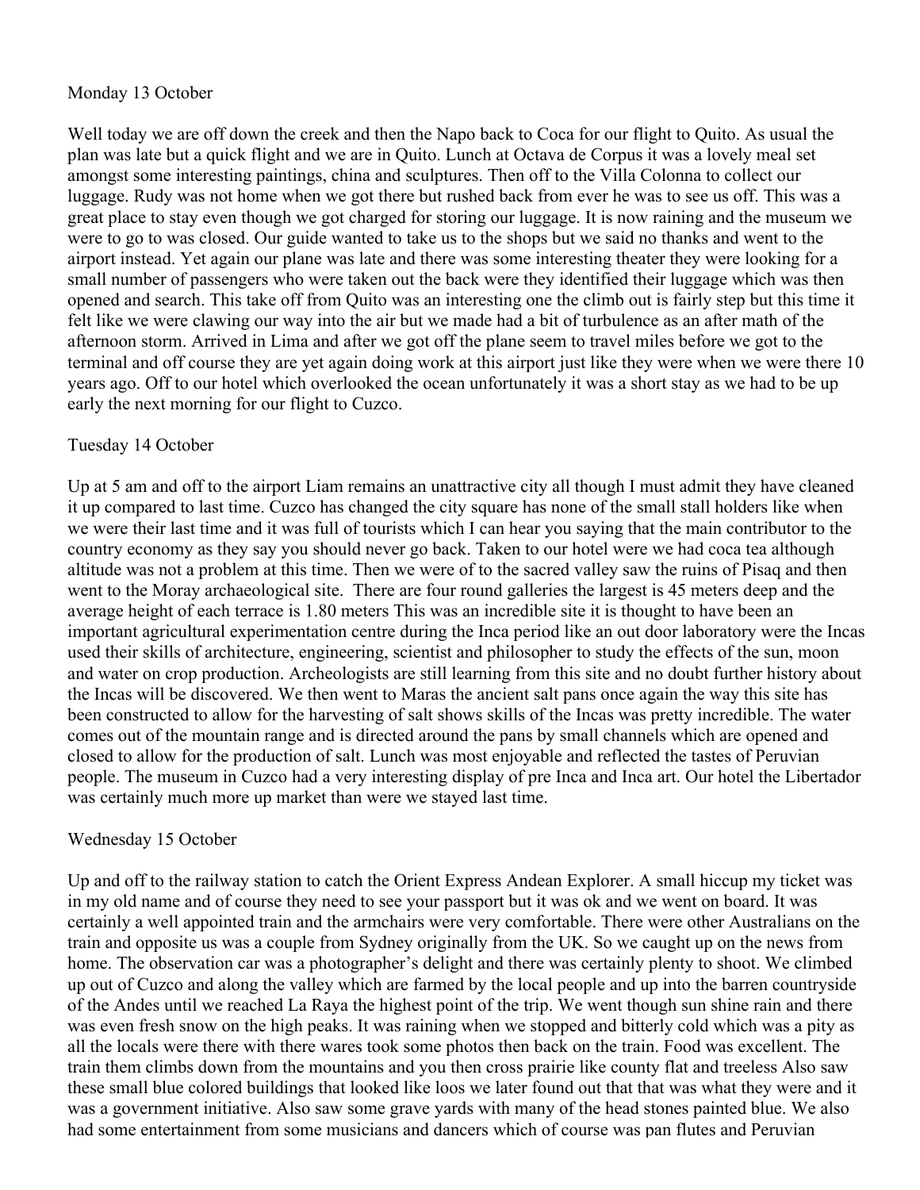Monday 13 October

Well today we are off down the creek and then the Napo back to Coca for our flight to Quito. As usual the plan was late but a quick flight and we are in Quito. Lunch at Octava de Corpus it was a lovely meal set amongst some interesting paintings, china and sculptures. Then off to the Villa Colonna to collect our luggage. Rudy was not home when we got there but rushed back from ever he was to see us off. This was a great place to stay even though we got charged for storing our luggage. It is now raining and the museum we were to go to was closed. Our guide wanted to take us to the shops but we said no thanks and went to the airport instead. Yet again our plane was late and there was some interesting theater they were looking for a small number of passengers who were taken out the back were they identified their luggage which was then opened and search. This take off from Quito was an interesting one the climb out is fairly step but this time it felt like we were clawing our way into the air but we made had a bit of turbulence as an after math of the afternoon storm. Arrived in Lima and after we got off the plane seem to travel miles before we got to the terminal and off course they are yet again doing work at this airport just like they were when we were there 10 years ago. Off to our hotel which overlooked the ocean unfortunately it was a short stay as we had to be up early the next morning for our flight to Cuzco.

Tuesday 14 October

Up at 5 am and off to the airport Liam remains an unattractive city all though I must admit they have cleaned it up compared to last time. Cuzco has changed the city square has none of the small stall holders like when we were their last time and it was full of tourists which I can hear you saying that the main contributor to the country economy as they say you should never go back. Taken to our hotel were we had coca tea although altitude was not a problem at this time. Then we were of to the sacred valley saw the ruins of Pisaq and then went to the Moray archaeological site. There are four round galleries the largest is 45 meters deep and the average height of each terrace is 1.80 meters This was an incredible site it is thought to have been an important agricultural experimentation centre during the Inca period like an out door laboratory were the Incas used their skills of architecture, engineering, scientist and philosopher to study the effects of the sun, moon and water on crop production. Archeologists are still learning from this site and no doubt further history about the Incas will be discovered. We then went to Maras the ancient salt pans once again the way this site has been constructed to allow for the harvesting of salt shows skills of the Incas was pretty incredible. The water comes out of the mountain range and is directed around the pans by small channels which are opened and closed to allow for the production of salt. Lunch was most enjoyable and reflected the tastes of Peruvian people. The museum in Cuzco had a very interesting display of pre Inca and Inca art. Our hotel the Libertador was certainly much more up market than were we stayed last time.

Wednesday 15 October

Up and off to the railway station to catch the Orient Express Andean Explorer. A small hiccup my ticket was in my old name and of course they need to see your passport but it was ok and we went on board. It was certainly a well appointed train and the armchairs were very comfortable. There were other Australians on the train and opposite us was a couple from Sydney originally from the UK. So we caught up on the news from home. The observation car was a photographer's delight and there was certainly plenty to shoot. We climbed up out of Cuzco and along the valley which are farmed by the local people and up into the barren countryside of the Andes until we reached La Raya the highest point of the trip. We went though sun shine rain and there was even fresh snow on the high peaks. It was raining when we stopped and bitterly cold which was a pity as all the locals were there with there wares took some photos then back on the train. Food was excellent. The train them climbs down from the mountains and you then cross prairie like county flat and treeless Also saw these small blue colored buildings that looked like loos we later found out that that was what they were and it was a government initiative. Also saw some grave yards with many of the head stones painted blue. We also had some entertainment from some musicians and dancers which of course was pan flutes and Peruvian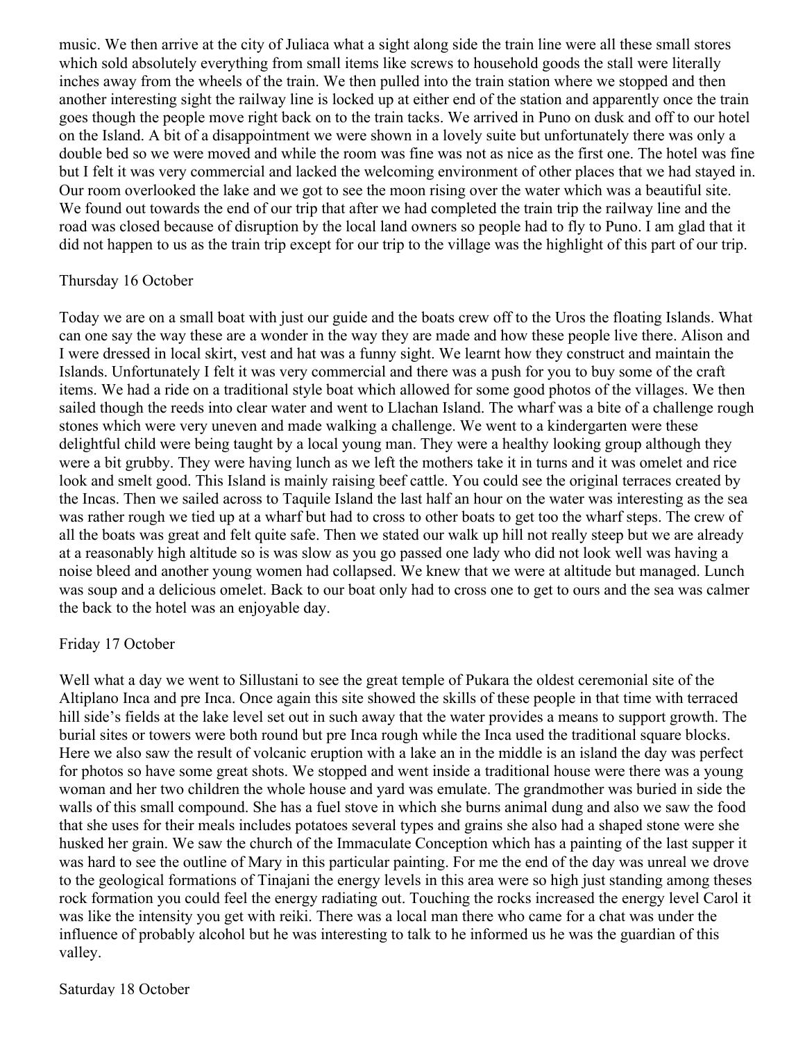music. We then arrive at the city of Juliaca what a sight along side the train line were all these small stores which sold absolutely everything from small items like screws to household goods the stall were literally inches away from the wheels of the train. We then pulled into the train station where we stopped and then another interesting sight the railway line is locked up at either end of the station and apparently once the train goes though the people move right back on to the train tacks. We arrived in Puno on dusk and off to our hotel on the Island. A bit of a disappointment we were shown in a lovely suite but unfortunately there was only a double bed so we were moved and while the room was fine was not as nice as the first one. The hotel was fine but I felt it was very commercial and lacked the welcoming environment of other places that we had stayed in. Our room overlooked the lake and we got to see the moon rising over the water which was a beautiful site. We found out towards the end of our trip that after we had completed the train trip the railway line and the road was closed because of disruption by the local land owners so people had to fly to Puno. I am glad that it did not happen to us as the train trip except for our trip to the village was the highlight of this part of our trip.

Thursday 16 October

Today we are on a small boat with just our guide and the boats crew off to the Uros the floating Islands. What can one say the way these are a wonder in the way they are made and how these people live there. Alison and I were dressed in local skirt, vest and hat was a funny sight. We learnt how they construct and maintain the Islands. Unfortunately I felt it was very commercial and there was a push for you to buy some of the craft items. We had a ride on a traditional style boat which allowed for some good photos of the villages. We then sailed though the reeds into clear water and went to Llachan Island. The wharf was a bite of a challenge rough stones which were very uneven and made walking a challenge. We went to a kindergarten were these delightful child were being taught by a local young man. They were a healthy looking group although they were a bit grubby. They were having lunch as we left the mothers take it in turns and it was omelet and rice look and smelt good. This Island is mainly raising beef cattle. You could see the original terraces created by the Incas. Then we sailed across to Taquile Island the last half an hour on the water was interesting as the sea was rather rough we tied up at a wharf but had to cross to other boats to get too the wharf steps. The crew of all the boats was great and felt quite safe. Then we stated our walk up hill not really steep but we are already at a reasonably high altitude so is was slow as you go passed one lady who did not look well was having a noise bleed and another young women had collapsed. We knew that we were at altitude but managed. Lunch was soup and a delicious omelet. Back to our boat only had to cross one to get to ours and the sea was calmer the back to the hotel was an enjoyable day.

Friday 17 October

Well what a day we went to Sillustani to see the great temple of Pukara the oldest ceremonial site of the Altiplano Inca and pre Inca. Once again this site showed the skills of these people in that time with terraced hill side's fields at the lake level set out in such away that the water provides a means to support growth. The burial sites or towers were both round but pre Inca rough while the Inca used the traditional square blocks. Here we also saw the result of volcanic eruption with a lake an in the middle is an island the day was perfect for photos so have some great shots. We stopped and went inside a traditional house were there was a young woman and her two children the whole house and yard was emulate. The grandmother was buried in side the walls of this small compound. She has a fuel stove in which she burns animal dung and also we saw the food that she uses for their meals includes potatoes several types and grains she also had a shaped stone were she husked her grain. We saw the church of the Immaculate Conception which has a painting of the last supper it was hard to see the outline of Mary in this particular painting. For me the end of the day was unreal we drove to the geological formations of Tinajani the energy levels in this area were so high just standing among theses rock formation you could feel the energy radiating out. Touching the rocks increased the energy level Carol it was like the intensity you get with reiki. There was a local man there who came for a chat was under the influence of probably alcohol but he was interesting to talk to he informed us he was the guardian of this valley.

Saturday 18 October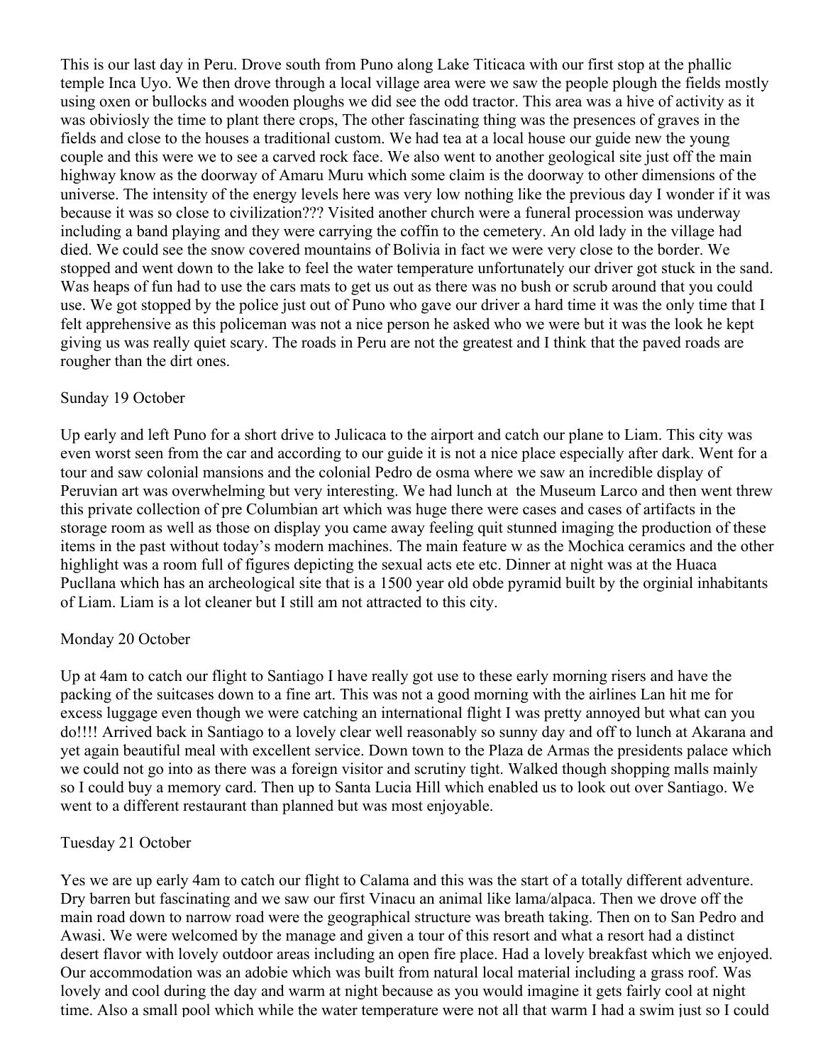This is our last day in Peru. Drove south from Puno along Lake Titicaca with our first stop at the phallic temple Inca Uyo. We then drove through a local village area were we saw the people plough the fields mostly using oxen or bullocks and wooden ploughs we did see the odd tractor. This area was a hive of activity as it was obiviosly the time to plant there crops, The other fascinating thing was the presences of graves in the fields and close to the houses a traditional custom. We had tea at a local house our guide new the young couple and this were we to see a carved rock face. We also went to another geological site just off the main highway know as the doorway of Amaru Muru which some claim is the doorway to other dimensions of the universe. The intensity of the energy levels here was very low nothing like the previous day I wonder if it was because it was so close to civilization??? Visited another church were a funeral procession was underway including a band playing and they were carrying the coffin to the cemetery. An old lady in the village had died. We could see the snow covered mountains of Bolivia in fact we were very close to the border. We stopped and went down to the lake to feel the water temperature unfortunately our driver got stuck in the sand. Was heaps of fun had to use the cars mats to get us out as there was no bush or scrub around that you could use. We got stopped by the police just out of Puno who gave our driver a hard time it was the only time that I felt apprehensive as this policeman was not a nice person he asked who we were but it was the look he kept giving us was really quiet scary. The roads in Peru are not the greatest and I think that the paved roads are rougher than the dirt ones.

Sunday 19 October

Up early and left Puno for a short drive to Julicaca to the airport and catch our plane to Liam. This city was even worst seen from the car and according to our guide it is not a nice place especially after dark. Went for a tour and saw colonial mansions and the colonial Pedro de osma where we saw an incredible display of Peruvian art was overwhelming but very interesting. We had lunch at the Museum Larco and then went threw this private collection of pre Columbian art which was huge there were cases and cases of artifacts in the storage room as well as those on display you came away feeling quit stunned imaging the production of these items in the past without today's modern machines. The main feature w as the Mochica ceramics and the other highlight was a room full of figures depicting the sexual acts ete etc. Dinner at night was at the Huaca Pucllana which has an archeological site that is a 1500 year old obde pyramid built by the orginial inhabitants of Liam. Liam is a lot cleaner but I still am not attracted to this city.

Monday 20 October

Up at 4am to catch our flight to Santiago I have really got use to these early morning risers and have the packing of the suitcases down to a fine art. This was not a good morning with the airlines Lan hit me for excess luggage even though we were catching an international flight I was pretty annoyed but what can you do!!!! Arrived back in Santiago to a lovely clear well reasonably so sunny day and off to lunch at Akarana and yet again beautiful meal with excellent service. Down town to the Plaza de Armas the presidents palace which we could not go into as there was a foreign visitor and scrutiny tight. Walked though shopping malls mainly so I could buy a memory card. Then up to Santa Lucia Hill which enabled us to look out over Santiago. We went to a different restaurant than planned but was most enjoyable.

Tuesday 21 October

Yes we are up early 4am to catch our flight to Calama and this was the start of a totally different adventure. Dry barren but fascinating and we saw our first Vinacu an animal like lama/alpaca. Then we drove off the main road down to narrow road were the geographical structure was breath taking. Then on to San Pedro and Awasi. We were welcomed by the manage and given a tour of this resort and what a resort had a distinct desert flavor with lovely outdoor areas including an open fire place. Had a lovely breakfast which we enjoyed. Our accommodation was an adobie which was built from natural local material including a grass roof. Was lovely and cool during the day and warm at night because as you would imagine it gets fairly cool at night time. Also a small pool which while the water temperature were not all that warm I had a swim just so I could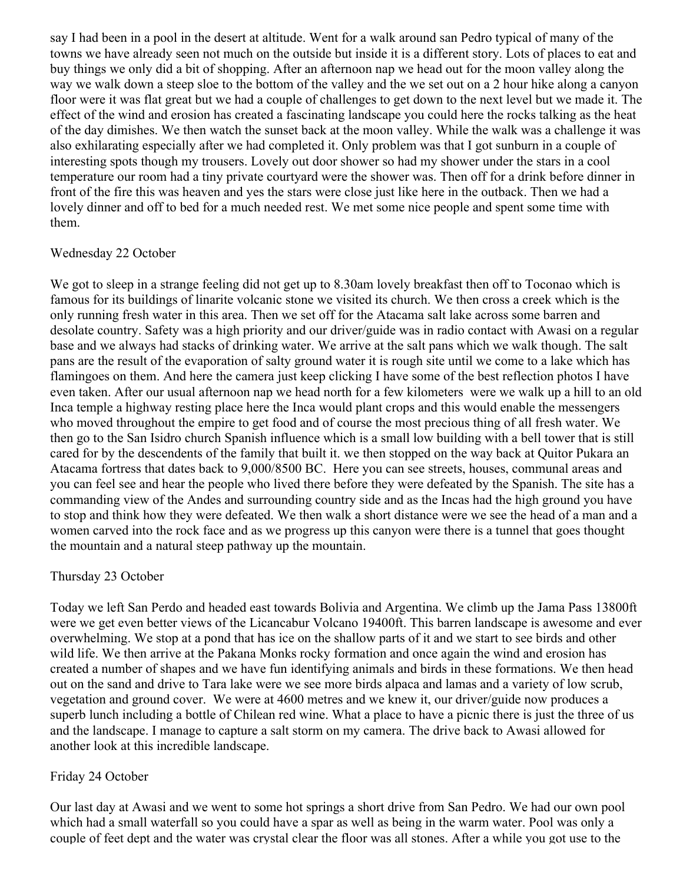say I had been in a pool in the desert at altitude. Went for a walk around san Pedro typical of many of the towns we have already seen not much on the outside but inside it is a different story. Lots of places to eat and buy things we only did a bit of shopping. After an afternoon nap we head out for the moon valley along the way we walk down a steep sloe to the bottom of the valley and the we set out on a 2 hour hike along a canyon floor were it was flat great but we had a couple of challenges to get down to the next level but we made it. The effect of the wind and erosion has created a fascinating landscape you could here the rocks talking as the heat of the day dimishes. We then watch the sunset back at the moon valley. While the walk was a challenge it was also exhilarating especially after we had completed it. Only problem was that I got sunburn in a couple of interesting spots though my trousers. Lovely out door shower so had my shower under the stars in a cool temperature our room had a tiny private courtyard were the shower was. Then off for a drink before dinner in front of the fire this was heaven and yes the stars were close just like here in the outback. Then we had a lovely dinner and off to bed for a much needed rest. We met some nice people and spent some time with them.

Wednesday 22 October

We got to sleep in a strange feeling did not get up to 8.30am lovely breakfast then off to Toconao which is famous for its buildings of linarite volcanic stone we visited its church. We then cross a creek which is the only running fresh water in this area. Then we set off for the Atacama salt lake across some barren and desolate country. Safety was a high priority and our driver/guide was in radio contact with Awasi on a regular base and we always had stacks of drinking water. We arrive at the salt pans which we walk though. The salt pans are the result of the evaporation of salty ground water it is rough site until we come to a lake which has flamingoes on them. And here the camera just keep clicking I have some of the best reflection photos I have even taken. After our usual afternoon nap we head north for a few kilometers were we walk up a hill to an old Inca temple a highway resting place here the Inca would plant crops and this would enable the messengers who moved throughout the empire to get food and of course the most precious thing of all fresh water. We then go to the San Isidro church Spanish influence which is a small low building with a bell tower that is still cared for by the descendents of the family that built it. we then stopped on the way back at Quitor Pukara an Atacama fortress that dates back to 9,000/8500 BC. Here you can see streets, houses, communal areas and you can feel see and hear the people who lived there before they were defeated by the Spanish. The site has a commanding view of the Andes and surrounding country side and as the Incas had the high ground you have to stop and think how they were defeated. We then walk a short distance were we see the head of a man and a women carved into the rock face and as we progress up this canyon were there is a tunnel that goes thought the mountain and a natural steep pathway up the mountain.

Thursday 23 October

Today we left San Perdo and headed east towards Bolivia and Argentina. We climb up the Jama Pass 13800ft were we get even better views of the Licancabur Volcano 19400ft. This barren landscape is awesome and ever overwhelming. We stop at a pond that has ice on the shallow parts of it and we start to see birds and other wild life. We then arrive at the Pakana Monks rocky formation and once again the wind and erosion has created a number of shapes and we have fun identifying animals and birds in these formations. We then head out on the sand and drive to Tara lake were we see more birds alpaca and lamas and a variety of low scrub, vegetation and ground cover. We were at 4600 metres and we knew it, our driver/guide now produces a superb lunch including a bottle of Chilean red wine. What a place to have a picnic there is just the three of us and the landscape. I manage to capture a salt storm on my camera. The drive back to Awasi allowed for another look at this incredible landscape.

Friday 24 October

Our last day at Awasi and we went to some hot springs a short drive from San Pedro. We had our own pool which had a small waterfall so you could have a spar as well as being in the warm water. Pool was only a couple of feet dept and the water was crystal clear the floor was all stones. After a while you got use to the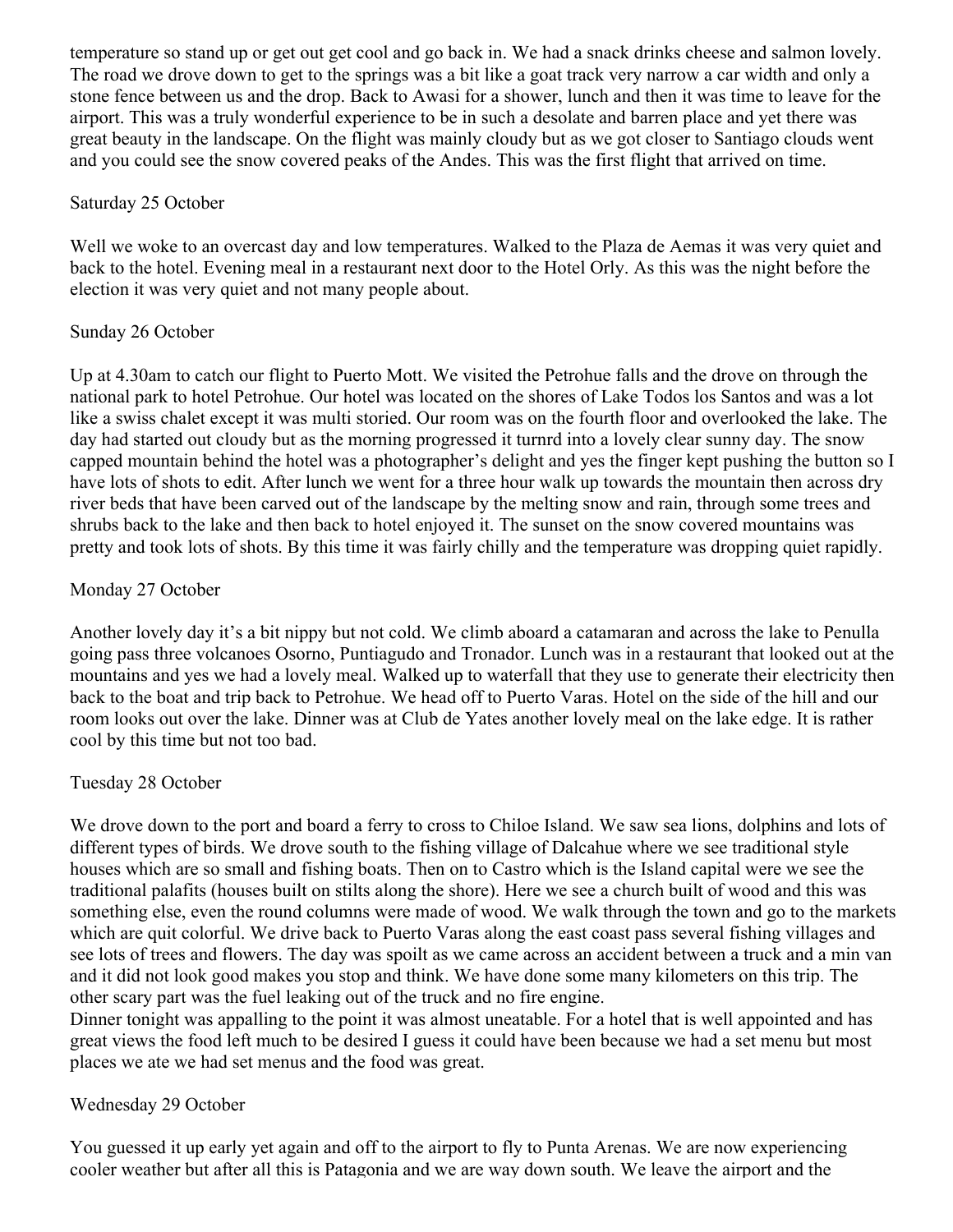temperature so stand up or get out get cool and go back in. We had a snack drinks cheese and salmon lovely. The road we drove down to get to the springs was a bit like a goat track very narrow a car width and only a stone fence between us and the drop. Back to Awasi for a shower, lunch and then it was time to leave for the airport. This was a truly wonderful experience to be in such a desolate and barren place and yet there was great beauty in the landscape. On the flight was mainly cloudy but as we got closer to Santiago clouds went and you could see the snow covered peaks of the Andes. This was the first flight that arrived on time.

Saturday 25 October

Well we woke to an overcast day and low temperatures. Walked to the Plaza de Aemas it was very quiet and back to the hotel. Evening meal in a restaurant next door to the Hotel Orly. As this was the night before the election it was very quiet and not many people about.

Sunday 26 October

Up at 4.30am to catch our flight to Puerto Mott. We visited the Petrohue falls and the drove on through the national park to hotel Petrohue. Our hotel was located on the shores of Lake Todos los Santos and was a lot like a swiss chalet except it was multi storied. Our room was on the fourth floor and overlooked the lake. The day had started out cloudy but as the morning progressed it turnrd into a lovely clear sunny day. The snow capped mountain behind the hotel was a photographer's delight and yes the finger kept pushing the button so I have lots of shots to edit. After lunch we went for a three hour walk up towards the mountain then across dry river beds that have been carved out of the landscape by the melting snow and rain, through some trees and shrubs back to the lake and then back to hotel enjoyed it. The sunset on the snow covered mountains was pretty and took lots of shots. By this time it was fairly chilly and the temperature was dropping quiet rapidly.

Monday 27 October

Another lovely day it's a bit nippy but not cold. We climb aboard a catamaran and across the lake to Penulla going pass three volcanoes Osorno, Puntiagudo and Tronador. Lunch was in a restaurant that looked out at the mountains and yes we had a lovely meal. Walked up to waterfall that they use to generate their electricity then back to the boat and trip back to Petrohue. We head off to Puerto Varas. Hotel on the side of the hill and our room looks out over the lake. Dinner was at Club de Yates another lovely meal on the lake edge. It is rather cool by this time but not too bad.

Tuesday 28 October

We drove down to the port and board a ferry to cross to Chiloe Island. We saw sea lions, dolphins and lots of different types of birds. We drove south to the fishing village of Dalcahue where we see traditional style houses which are so small and fishing boats. Then on to Castro which is the Island capital were we see the traditional palafits (houses built on stilts along the shore). Here we see a church built of wood and this was something else, even the round columns were made of wood. We walk through the town and go to the markets which are quit colorful. We drive back to Puerto Varas along the east coast pass several fishing villages and see lots of trees and flowers. The day was spoilt as we came across an accident between a truck and a min van and it did not look good makes you stop and think. We have done some many kilometers on this trip. The other scary part was the fuel leaking out of the truck and no fire engine.
Dinner tonight was appalling to the point it was almost uneatable. For a hotel that is well appointed and has great views the food left much to be desired I guess it could have been because we had a set menu but most places we ate we had set menus and the food was great.

Wednesday 29 October

You guessed it up early yet again and off to the airport to fly to Punta Arenas. We are now experiencing cooler weather but after all this is Patagonia and we are way down south. We leave the airport and the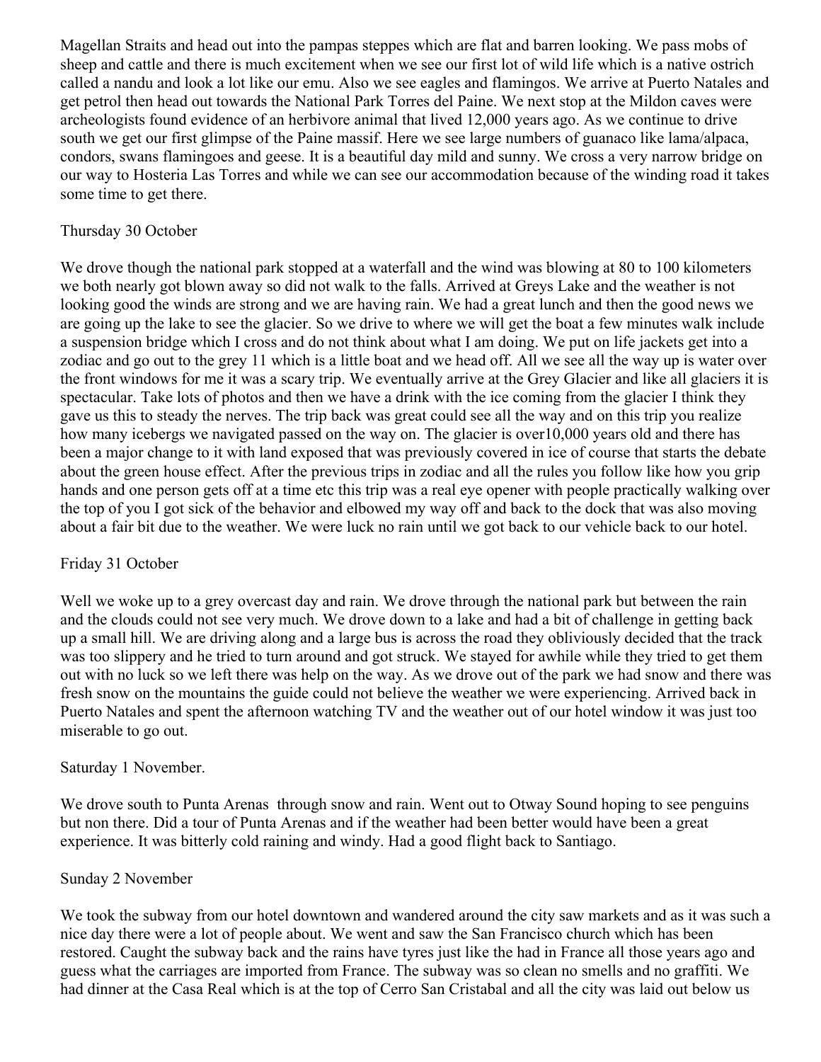Magellan Straits and head out into the pampas steppes which are flat and barren looking. We pass mobs of sheep and cattle and there is much excitement when we see our first lot of wild life which is a native ostrich called a nandu and look a lot like our emu. Also we see eagles and flamingos. We arrive at Puerto Natales and get petrol then head out towards the National Park Torres del Paine. We next stop at the Mildon caves were archeologists found evidence of an herbivore animal that lived 12,000 years ago. As we continue to drive south we get our first glimpse of the Paine massif. Here we see large numbers of guanaco like lama/alpaca, condors, swans flamingoes and geese. It is a beautiful day mild and sunny. We cross a very narrow bridge on our way to Hosteria Las Torres and while we can see our accommodation because of the winding road it takes some time to get there.

Thursday 30 October

We drove though the national park stopped at a waterfall and the wind was blowing at 80 to 100 kilometers we both nearly got blown away so did not walk to the falls. Arrived at Greys Lake and the weather is not looking good the winds are strong and we are having rain. We had a great lunch and then the good news we are going up the lake to see the glacier. So we drive to where we will get the boat a few minutes walk include a suspension bridge which I cross and do not think about what I am doing. We put on life jackets get into a zodiac and go out to the grey 11 which is a little boat and we head off. All we see all the way up is water over the front windows for me it was a scary trip. We eventually arrive at the Grey Glacier and like all glaciers it is spectacular. Take lots of photos and then we have a drink with the ice coming from the glacier I think they gave us this to steady the nerves. The trip back was great could see all the way and on this trip you realize how many icebergs we navigated passed on the way on. The glacier is over10,000 years old and there has been a major change to it with land exposed that was previously covered in ice of course that starts the debate about the green house effect. After the previous trips in zodiac and all the rules you follow like how you grip hands and one person gets off at a time etc this trip was a real eye opener with people practically walking over the top of you I got sick of the behavior and elbowed my way off and back to the dock that was also moving about a fair bit due to the weather. We were luck no rain until we got back to our vehicle back to our hotel.

Friday 31 October

Well we woke up to a grey overcast day and rain. We drove through the national park but between the rain and the clouds could not see very much. We drove down to a lake and had a bit of challenge in getting back up a small hill. We are driving along and a large bus is across the road they obliviously decided that the track was too slippery and he tried to turn around and got struck. We stayed for awhile while they tried to get them out with no luck so we left there was help on the way. As we drove out of the park we had snow and there was fresh snow on the mountains the guide could not believe the weather we were experiencing. Arrived back in Puerto Natales and spent the afternoon watching TV and the weather out of our hotel window it was just too miserable to go out.

Saturday 1 November.

We drove south to Punta Arenas through snow and rain. Went out to Otway Sound hoping to see penguins but non there. Did a tour of Punta Arenas and if the weather had been better would have been a great experience. It was bitterly cold raining and windy. Had a good flight back to Santiago.

Sunday 2 November

We took the subway from our hotel downtown and wandered around the city saw markets and as it was such a nice day there were a lot of people about. We went and saw the San Francisco church which has been restored. Caught the subway back and the rains have tyres just like the had in France all those years ago and guess what the carriages are imported from France. The subway was so clean no smells and no graffiti. We had dinner at the Casa Real which is at the top of Cerro San Cristabal and all the city was laid out below us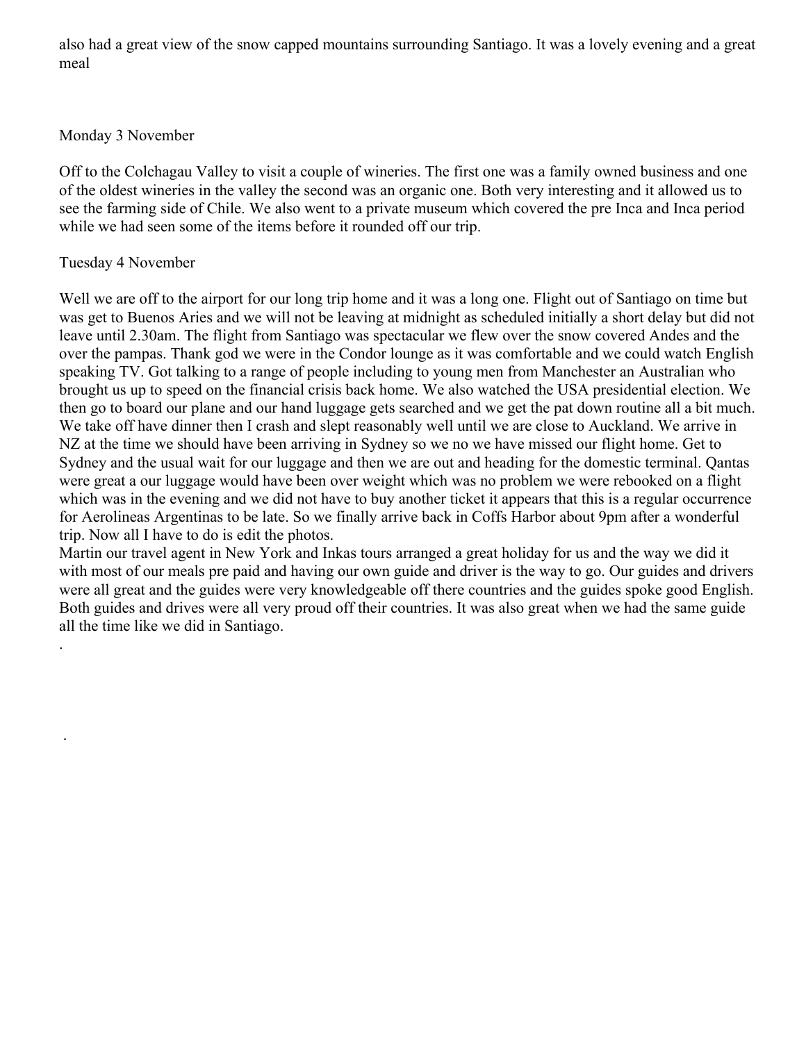also had a great view of the snow capped mountains surrounding Santiago. It was a lovely evening and a great meal

Monday 3 November

Off to the Colchagau Valley to visit a couple of wineries. The first one was a family owned business and one of the oldest wineries in the valley the second was an organic one. Both very interesting and it allowed us to see the farming side of Chile. We also went to a private museum which covered the pre Inca and Inca period while we had seen some of the items before it rounded off our trip.

Tuesday 4 November

Well we are off to the airport for our long trip home and it was a long one. Flight out of Santiago on time but was get to Buenos Aries and we will not be leaving at midnight as scheduled initially a short delay but did not leave until 2.30am. The flight from Santiago was spectacular we flew over the snow covered Andes and the over the pampas. Thank god we were in the Condor lounge as it was comfortable and we could watch English speaking TV. Got talking to a range of people including to young men from Manchester an Australian who brought us up to speed on the financial crisis back home. We also watched the USA presidential election. We then go to board our plane and our hand luggage gets searched and we get the pat down routine all a bit much. We take off have dinner then I crash and slept reasonably well until we are close to Auckland. We arrive in NZ at the time we should have been arriving in Sydney so we no we have missed our flight home. Get to Sydney and the usual wait for our luggage and then we are out and heading for the domestic terminal. Qantas were great a our luggage would have been over weight which was no problem we were rebooked on a flight which was in the evening and we did not have to buy another ticket it appears that this is a regular occurrence for Aerolineas Argentinas to be late. So we finally arrive back in Coffs Harbor about 9pm after a wonderful trip. Now all I have to do is edit the photos.
Martin our travel agent in New York and Inkas tours arranged a great holiday for us and the way we did it with most of our meals pre paid and having our own guide and driver is the way to go. Our guides and drivers were all great and the guides were very knowledgeable off there countries and the guides spoke good English. Both guides and drives were all very proud off their countries. It was also great when we had the same guide all the time like we did in Santiago.
.

.